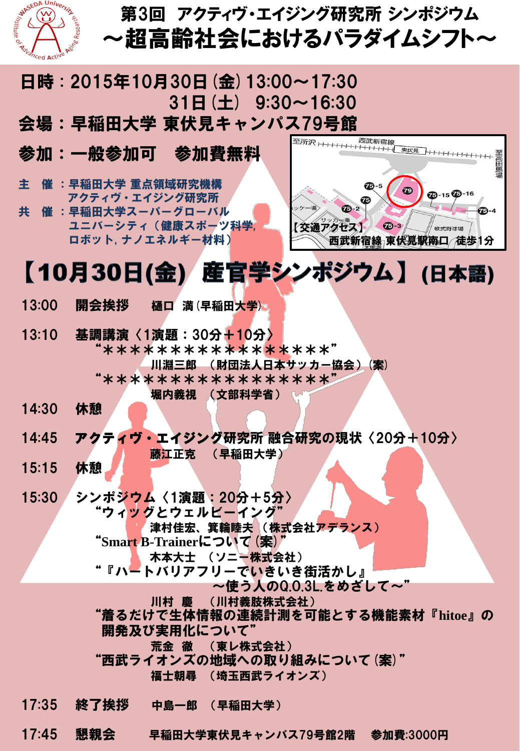# 第3回 アクティヴ・エイジング研究所 シンポジウム
# ～超高齢社会におけるパラダイムシフト～

**日時：2015年10月30日（金）13:00～17:30**
**31日（土） 9:30～16:30**

**会場：早稲田大学 東伏見キャンパス79号館**

**参加：一般参加可　参加費無料**

主　催：早稲田大学 重点領域研究機構
　　　　アクティヴ・エイジング研究所
共　催：早稲田大学スーパーグローバル
　　　　ユニバーシティ（健康スポーツ科学，
　　　　ロボット，ナノエネルギー材料）

【交通アクセス】
西武新宿線 東伏見駅南口　徒歩1分

## 【10月30日(金) 産官学シンポジウム】(日本語)

13:00　**開会挨拶**　樋口　満（早稲田大学）

13:10　**基調講演〈1演題：30分＋10分〉**
“*******************”
川淵三郎　（財団法人日本サッカー協会）（案）
“*******************”
堀内義視　（文部科学省）

14:30　**休憩**

14:45　**アクティヴ・エイジング研究所 融合研究の現状〈20分＋10分〉**
藤江正克　（早稲田大学）

15:15　**休憩**

15:30　**シンポジウム〈1演題：20分＋5分〉**
“ウィッグとウェルビーイング”
津村佳宏、箕輪睦夫　（株式会社アデランス）
“Smart B-Trainerについて（案）”
木本大士　（ソニー株式会社）
“『ハートバリアフリーでいきいき街活かし』
～使う人のQ.O.3L.をめざして～”
川村　慶　（川村義肢株式会社）
“着るだけで生体情報の連続計測を可能とする機能素材『hitoe』の開発及び実用化について”
荒金　徹　（東レ株式会社）
“西武ライオンズの地域への取り組みについて（案）”
福士朝尋　（埼玉西武ライオンズ）

17:35　**終了挨拶**　中島一郎　（早稲田大学）

17:45　**懇親会**　早稲田大学東伏見キャンパス79号館2階　参加費:3000円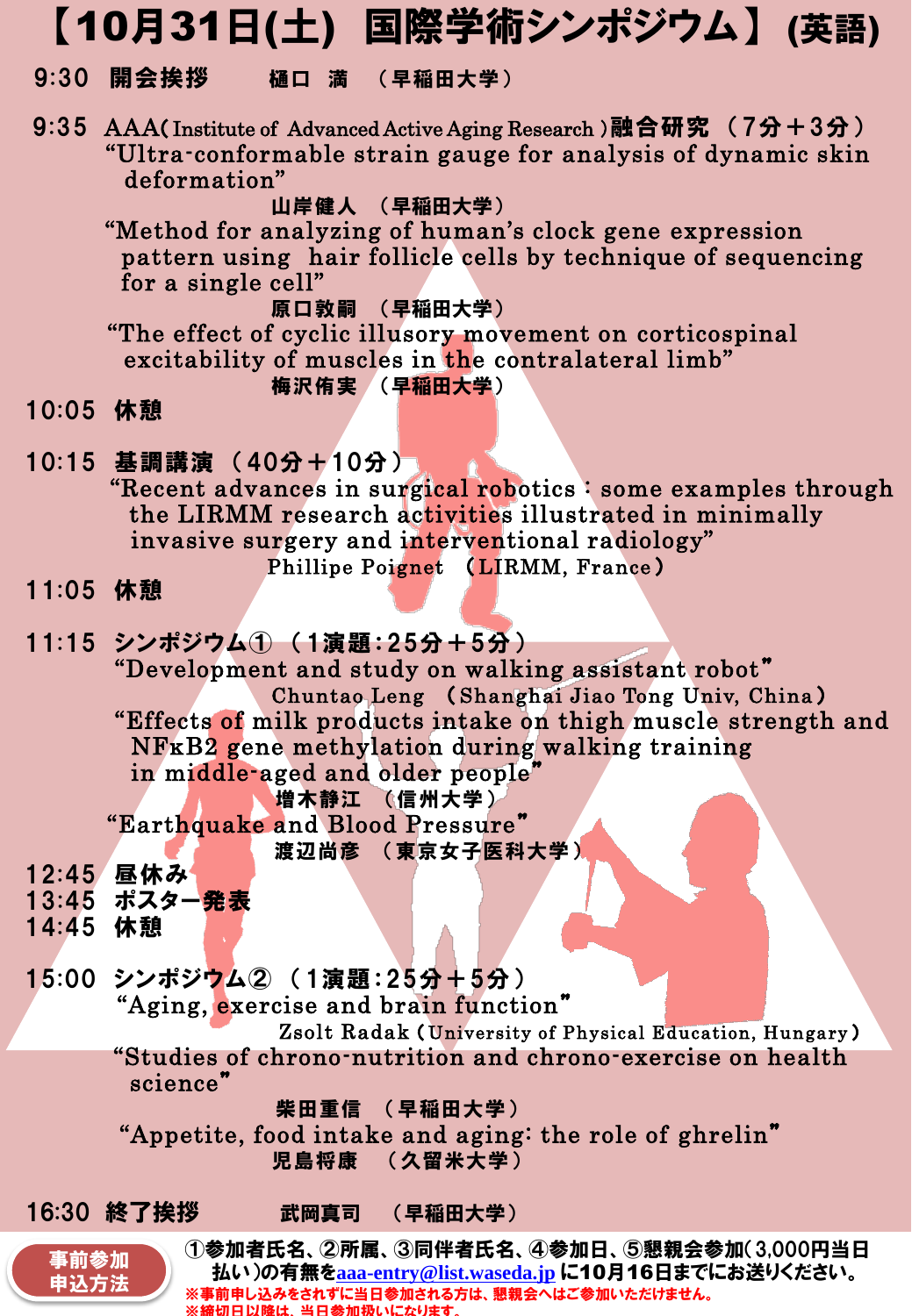# 【10月31日(土) 国際学術シンポジウム】(英語)

**9:30 開会挨拶** 樋口 満 （早稲田大学）

**9:35 AAA(Institute of Advanced Active Aging Research)融合研究 （7分＋3分）**

"Ultra-conformable strain gauge for analysis of dynamic skin deformation"
山岸健人 （早稲田大学）

"Method for analyzing of human's clock gene expression pattern using hair follicle cells by technique of sequencing for a single cell"
原口敦嗣 （早稲田大学）

"The effect of cyclic illusory movement on corticospinal excitability of muscles in the contralateral limb"
梅沢侑実 （早稲田大学）

**10:05 休憩**

**10:15 基調講演 （40分＋10分）**

"Recent advances in surgical robotics : some examples through the LIRMM research activities illustrated in minimally invasive surgery and interventional radiology"
Phillipe Poignet （LIRMM, France）

**11:05 休憩**

**11:15 シンポジウム① （1演題：25分＋5分）**

"Development and study on walking assistant robot"
Chuntao Leng （Shanghai Jiao Tong Univ, China）

"Effects of milk products intake on thigh muscle strength and NFκB2 gene methylation during walking training in middle-aged and older people"
増木静江 （信州大学）

"Earthquake and Blood Pressure"
渡辺尚彦 （東京女子医科大学）

**12:45 昼休み**

**13:45 ポスター発表**

**14:45 休憩**

**15:00 シンポジウム② （1演題：25分＋5分）**

"Aging, exercise and brain function"
Zsolt Radak (University of Physical Education, Hungary)

"Studies of chrono-nutrition and chrono-exercise on health science"
柴田重信 （早稲田大学）

"Appetite, food intake and aging: the role of ghrelin"
児島将康 （久留米大学）

**16:30 終了挨拶** 武岡真司 （早稲田大学）

**事前参加申込方法**

①参加者氏名、②所属、③同伴者氏名、④参加日、⑤懇親会参加(3,000円当日払い)の有無をaaa-entry@list.waseda.jp に10月16日までにお送りください。

※事前申し込みをされずに当日参加される方は、懇親会へはご参加いただけません。
※締切日以降は、当日参加扱いになります。